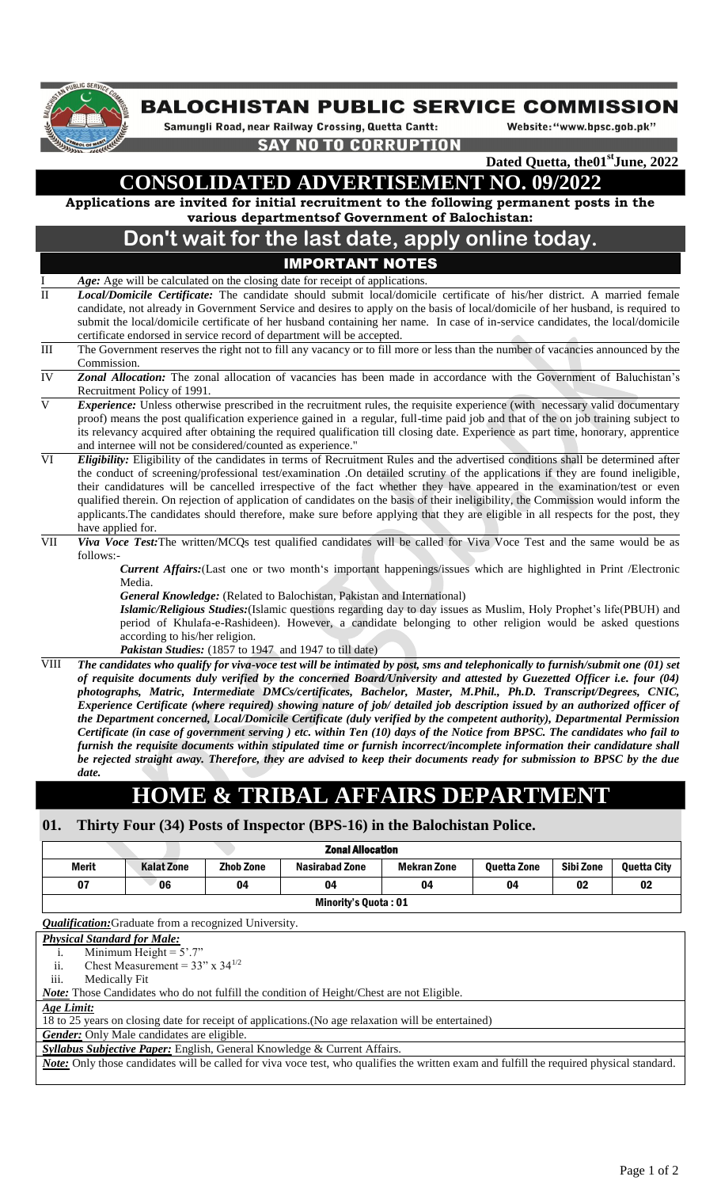# BALOCHISTAN PUBLIC SERVICE COMMISSION

Samungli Road, near Railway Crossing, Quetta Cantt: Website: "www.bpsc.gob.pk"

**SAY NO TO CORRUPTION**

**Dated Quetta, the01st June, 2022**

# CONSOLIDATED ADVERTISEMENT NO. 09/2022

**Applications are invited for initial recruitment to the following permanent posts in the various departmentsof Government of Balochistan:**

## Don't wait for the last date, apply online today.

## IMPORTANT NOTES

I. ***Age:*** Age will be calculated on the closing date for receipt of applications.

II. ***Local/Domicile Certificate:*** The candidate should submit local/domicile certificate of his/her district. A married female candidate, not already in Government Service and desires to apply on the basis of local/domicile of her husband, is required to submit the local/domicile certificate of her husband containing her name. In case of in-service candidates, the local/domicile certificate endorsed in service record of department will be accepted.

III. The Government reserves the right not to fill any vacancy or to fill more or less than the number of vacancies announced by the Commission.

IV. ***Zonal Allocation:*** The zonal allocation of vacancies has been made in accordance with the Government of Baluchistan's Recruitment Policy of 1991.

V. ***Experience:*** Unless otherwise prescribed in the recruitment rules, the requisite experience (with necessary valid documentary proof) means the post qualification experience gained in a regular, full-time paid job and that of the on job training subject to its relevancy acquired after obtaining the required qualification till closing date. Experience as part time, honorary, apprentice and internee will not be considered/counted as experience."

VI. ***Eligibility:*** Eligibility of the candidates in terms of Recruitment Rules and the advertised conditions shall be determined after the conduct of screening/professional test/examination .On detailed scrutiny of the applications if they are found ineligible, their candidatures will be cancelled irrespective of the fact whether they have appeared in the examination/test or even qualified therein. On rejection of application of candidates on the basis of their ineligibility, the Commission would inform the applicants.The candidates should therefore, make sure before applying that they are eligible in all respects for the post, they have applied for.

VII. ***Viva Voce Test:***The written/MCQs test qualified candidates will be called for Viva Voce Test and the same would be as follows:-

***Current Affairs:***(Last one or two month's important happenings/issues which are highlighted in Print /Electronic Media.

***General Knowledge:*** (Related to Balochistan, Pakistan and International)

***Islamic/Religious Studies:***(Islamic questions regarding day to day issues as Muslim, Holy Prophet's life(PBUH) and period of Khulafa-e-Rashideen). However, a candidate belonging to other religion would be asked questions according to his/her religion.

***Pakistan Studies:*** (1857 to 1947 and 1947 to till date)

VIII. ***The candidates who qualify for viva-voce test will be intimated by post, sms and telephonically to furnish/submit one (01) set of requisite documents duly verified by the concerned Board/University and attested by Guezetted Officer i.e. four (04) photographs, Matric, Intermediate DMCs/certificates, Bachelor, Master, M.Phil., Ph.D. Transcript/Degrees, CNIC, Experience Certificate (where required) showing nature of job/ detailed job description issued by an authorized officer of the Department concerned, Local/Domicile Certificate (duly verified by the competent authority), Departmental Permission Certificate (in case of government serving ) etc. within Ten (10) days of the Notice from BPSC. The candidates who fail to furnish the requisite documents within stipulated time or furnish incorrect/incomplete information their candidature shall be rejected straight away. Therefore, they are advised to keep their documents ready for submission to BPSC by the due date.***

# HOME & TRIBAL AFFAIRS DEPARTMENT

## 01. Thirty Four (34) Posts of Inspector (BPS-16) in the Balochistan Police.

| Zonal Allocation | | | | | | | |
|---|---|---|---|---|---|---|---|
| Merit | Kalat Zone | Zhob Zone | Nasirabad Zone | Mekran Zone | Quetta Zone | Sibi Zone | Quetta City |
| 07 | 06 | 04 | 04 | 04 | 04 | 02 | 02 |
| Minority's Quota : 01 | | | | | | | |

***Qualification:***Graduate from a recognized University.

***Physical Standard for Male:***

i. Minimum Height = 5'.7"

ii. Chest Measurement = 33" x $34^{1/2}$

iii. Medically Fit

***Note:*** Those Candidates who do not fulfill the condition of Height/Chest are not Eligible.

***Age Limit:***

18 to 25 years on closing date for receipt of applications.(No age relaxation will be entertained)

***Gender:*** Only Male candidates are eligible.

***Syllabus Subjective Paper:*** English, General Knowledge & Current Affairs.

***Note:*** Only those candidates will be called for viva voce test, who qualifies the written exam and fulfill the required physical standard.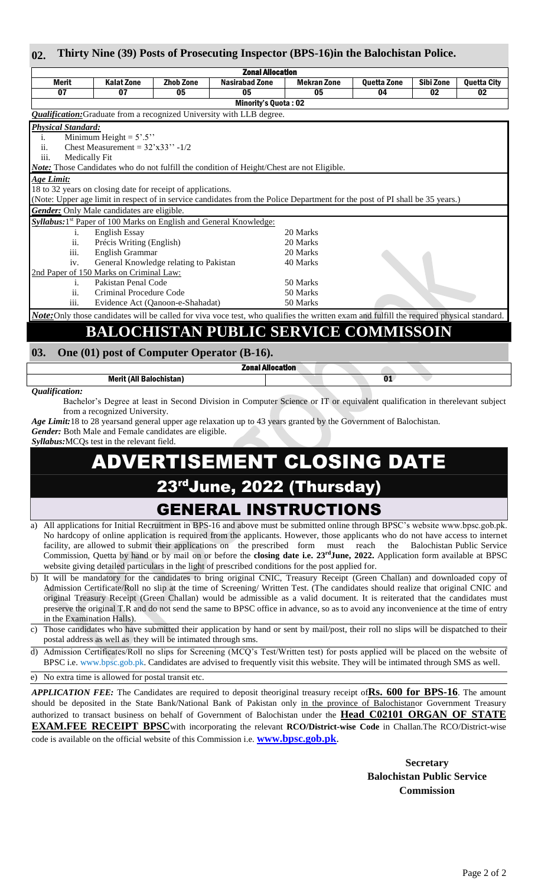## 02. Thirty Nine (39) Posts of Prosecuting Inspector (BPS-16)in the Balochistan Police.

| Zonal Allocation | | | | | | | |
|---|---|---|---|---|---|---|---|
| Merit | Kalat Zone | Zhob Zone | Nasirabad Zone | Mekran Zone | Quetta Zone | Sibi Zone | Quetta City |
| 07 | 07 | 05 | 05 | 05 | 04 | 02 | 02 |
| Minority's Quota : 02 | | | | | | | |

***Qualification:*** Graduate from a recognized University with LLB degree.

***Physical Standard:***

i. Minimum Height = 5'.5''
ii. Chest Measurement = 32'x33'' -1/2
iii. Medically Fit

***Note:*** Those Candidates who do not fulfill the condition of Height/Chest are not Eligible.

***Age Limit:***

18 to 32 years on closing date for receipt of applications.

(Note: Upper age limit in respect of in service candidates from the Police Department for the post of PI shall be 35 years.)

***Gender:*** Only Male candidates are eligible.

***Syllabus:*** 1st Paper of 100 Marks on English and General Knowledge:

| | | |
|---|---|---|
| i. | English Essay | 20 Marks |
| ii. | Précis Writing (English) | 20 Marks |
| iii. | English Grammar | 20 Marks |
| iv. | General Knowledge relating to Pakistan | 40 Marks |

2nd Paper of 150 Marks on Criminal Law:

| | | |
|---|---|---|
| i. | Pakistan Penal Code | 50 Marks |
| ii. | Criminal Procedure Code | 50 Marks |
| iii. | Evidence Act (Qanoon-e-Shahadat) | 50 Marks |

***Note:*** Only those candidates will be called for viva voce test, who qualifies the written exam and fulfill the required physical standard.

# BALOCHISTAN PUBLIC SERVICE COMMISSOIN

## 03. One (01) post of Computer Operator (B-16).

| Zonal Allocation | |
|---|---|
| Merit (All Balochistan) | 01 |

***Qualification:***

Bachelor's Degree at least in Second Division in Computer Science or IT or equivalent qualification in therelevant subject from a recognized University.

***Age Limit:*** 18 to 28 yearsand general upper age relaxation up to 43 years granted by the Government of Balochistan.

***Gender:*** Both Male and Female candidates are eligible.

***Syllabus:*** MCQs test in the relevant field.

# ADVERTISEMENT CLOSING DATE

# 23rd June, 2022 (Thursday)

# GENERAL INSTRUCTIONS

a) All applications for Initial Recruitment in BPS-16 and above must be submitted online through BPSC's website www.bpsc.gob.pk. No hardcopy of online application is required from the applicants. However, those applicants who do not have access to internet facility, are allowed to submit their applications on the prescribed form must reach the Balochistan Public Service Commission, Quetta by hand or by mail on or before the **closing date i.e. 23rd June, 2022.** Application form available at BPSC website giving detailed particulars in the light of prescribed conditions for the post applied for.

b) It will be mandatory for the candidates to bring original CNIC, Treasury Receipt (Green Challan) and downloaded copy of Admission Certificate/Roll no slip at the time of Screening/ Written Test. (The candidates should realize that original CNIC and original Treasury Receipt (Green Challan) would be admissible as a valid document. It is reiterated that the candidates must preserve the original T.R and do not send the same to BPSC office in advance, so as to avoid any inconvenience at the time of entry in the Examination Halls).

c) Those candidates who have submitted their application by hand or sent by mail/post, their roll no slips will be dispatched to their postal address as well as they will be intimated through sms.

d) Admission Certificates/Roll no slips for Screening (MCQ's Test/Written test) for posts applied will be placed on the website of BPSC i.e. www.bpsc.gob.pk. Candidates are advised to frequently visit this website. They will be intimated through SMS as well.

e) No extra time is allowed for postal transit etc.

***APPLICATION FEE:*** The Candidates are required to deposit theoriginal treasury receipt of**Rs. 600 for BPS-16**. The amount should be deposited in the State Bank/National Bank of Pakistan only in the province of Balochistanor Government Treasury authorized to transact business on behalf of Government of Balochistan under the **Head C02101 ORGAN OF STATE EXAM.FEE RECEIPT BPSC**with incorporating the relevant **RCO/District-wise Code** in Challan.The RCO/District-wise code is available on the official website of this Commission i.e. **www.bpsc.gob.pk**.

**Secretary**
**Balochistan Public Service Commission**